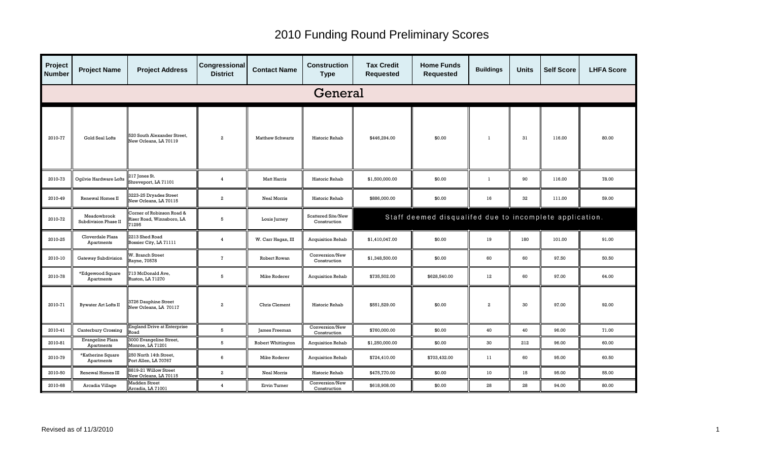# 2010 Funding Round Preliminary Scores

| Project Number | Project Name | Project Address | Congressional District | Contact Name | Construction Type | Tax Credit Requested | Home Funds Requested | Buildings | Units | Self Score | LHFA Score |
|---|---|---|---|---|---|---|---|---|---|---|---|
| **General** | | | | | | | | | | | |
| 2010-77 | Gold Seal Lofts | 520 South Alexander Street, New Orleans, LA 70119 | 2 | Matthew Schwartz | Historic Rehab | $446,294.00 | $0.00 | 1 | 31 | 116.00 | 80.00 |
| 2010-73 | Ogilvie Hardware Lofts | 217 Jones St. Shreveport, LA 71101 | 4 | Matt Harris | Historic Rehab | $1,500,000.00 | $0.00 | 1 | 90 | 116.00 | 78.00 |
| 2010-49 | Renewal Homes II | 3223-25 Dryades Street New Orleans, LA 70115 | 2 | Neal Morris | Historic Rehab | $886,000.00 | $0.00 | 16 | 32 | 111.00 | 59.00 |
| 2010-72 | Meadowbrook Subdivision Phase II | Corner of Robinson Road & Riser Road, Winnsboro, LA 71295 | 5 | Louis Jurney | Scattered Site/New Construction | Staff deemed disqualifed due to incomplete application. | | | | | |
| 2010-25 | Cloverdale Plaza Apartments | 2213 Shed Road Bossier City, LA 71111 | 4 | W. Carr Hagan, III | Acquisition Rehab | $1,410,047.00 | $0.00 | 19 | 180 | 101.00 | 91.00 |
| 2010-10 | Gateway Subdivision | W. Branch Street Rayne, 70578 | 7 | Robert Rowan | Conversion/New Construction | $1,348,500.00 | $0.00 | 60 | 60 | 97.50 | 50.50 |
| 2010-78 | *Edgewood Square Apartments | 713 McDonald Ave, Ruston, LA 71270 | 5 | Mike Roderer | Acquisition Rehab | $735,502.00 | $628,540.00 | 12 | 60 | 97.00 | 64.00 |
| 2010-71 | Bywater Art Lofts II | 3726 Dauphine Street New Orleans, LA 70117 | 2 | Chris Clement | Historic Rehab | $551,529.00 | $0.00 | 2 | 30 | 97.00 | 92.00 |
| 2010-41 | Canterbury Crossing | England Drive at Enterprise Road | 5 | James Freeman | Conversion/New Construction | $760,000.00 | $0.00 | 40 | 40 | 96.00 | 71.00 |
| 2010-81 | Evangeline Plaza Apartments | 3000 Evangeline Street, Monroe, LA 71201 | 5 | Robert Whittington | Acquisition Rehab | $1,250,000.00 | $0.00 | 30 | 212 | 96.00 | 60.00 |
| 2010-79 | *Katherine Square Apartments | 250 North 14th Street, Port Allen, LA 70767 | 6 | Mike Roderer | Acquisition Rehab | $724,410.00 | $703,432.00 | 11 | 60 | 95.00 | 60.50 |
| 2010-50 | Renewal Homes III | 8819-21 Willow Street New Orleans, LA 70115 | 2 | Neal Morris | Historic Rehab | $475,770.00 | $0.00 | 10 | 15 | 95.00 | 55.00 |
| 2010-68 | Arcadia Village | Madden Street Arcadia, LA 71001 | 4 | Ervin Turner | Conversion/New Construction | $618,908.00 | $0.00 | 28 | 28 | 94.00 | 80.00 |

Revised as of 11/3/2010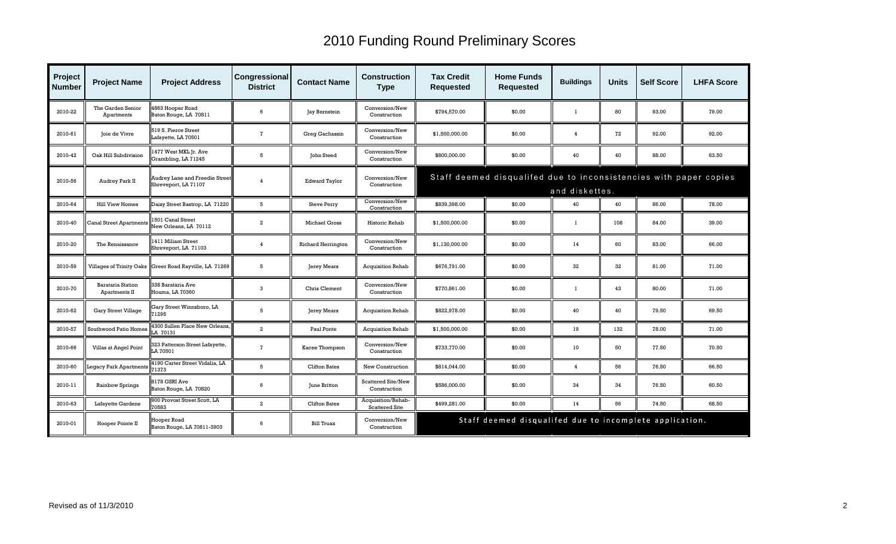# 2010 Funding Round Preliminary Scores

| Project Number | Project Name | Project Address | Congressional District | Contact Name | Construction Type | Tax Credit Requested | Home Funds Requested | Buildings | Units | Self Score | LHFA Score |
|---|---|---|---|---|---|---|---|---|---|---|---|
| 2010-22 | The Garden Senior Apartments | 4863 Hooper Road Baton Rouge, LA 70811 | 6 | Jay Bernstein | Conversion/New Construction | $794,570.00 | $0.00 | 1 | 80 | 93.00 | 79.00 |
| 2010-61 | Joie de Vivre | 519 S. Pierce Street Lafayette, LA 70501 | 7 | Greg Gachassin | Conversion/New Construction | $1,500,000.00 | $0.00 | 4 | 72 | 92.00 | 92.00 |
| 2010-42 | Oak Hill Subdivision | 1477 West MKL Jr. Ave Grambling, LA 71245 | 5 | John Steed | Conversion/New Construction | $800,000.00 | $0.00 | 40 | 40 | 88.00 | 63.50 |
| 2010-56 | Audrey Park II | Audrey Lane and Freedie Street Shreveport, LA 71107 | 4 | Edward Taylor | Conversion/New Construction | Staff deemed disqualifed due to inconsistencies with paper copies and diskettes. | | | | | |
| 2010-64 | Hill View Homes | Daisy Street Bastrop, LA 71220 | 5 | Steve Perry | Conversion/New Construction | $839,398.00 | $0.00 | 40 | 40 | 86.00 | 78.00 |
| 2010-40 | Canal Street Apartments | 1501 Canal Street New Orleans, LA 70112 | 2 | Michael Gross | Historic Rehab | $1,500,000.00 | $0.00 | 1 | 108 | 84.00 | 39.00 |
| 2010-20 | The Renaissance | 1411 Miliam Street Shreveport, LA 71103 | 4 | Richard Herrington | Conversion/New Construction | $1,130,000.00 | $0.00 | 14 | 60 | 83.00 | 66.00 |
| 2010-59 | Villages of Trinity Oaks | Greer Road Rayville, LA 71269 | 5 | Jerey Mears | Acquisition Rehab | $676,791.00 | $0.00 | 32 | 32 | 81.00 | 71.00 |
| 2010-70 | Barataria Station Apartments II | 338 Barataria Ave Houma, LA 70360 | 3 | Chris Clement | Conversion/New Construction | $770,861.00 | $0.00 | 1 | 43 | 80.00 | 71.00 |
| 2010-62 | Gary Street Village | Gary Street Winnsboro, LA 71295 | 5 | Jerey Mears | Acquisition Rehab | $822,978.00 | $0.00 | 40 | 40 | 79.50 | 69.50 |
| 2010-57 | Southwood Patio Homes | 4300 Sullen Place New Orleans, LA 70131 | 2 | Paul Ponte | Acquisition Rehab | $1,500,000.00 | $0.00 | 19 | 132 | 78.00 | 71.00 |
| 2010-66 | Villas at Angel Point | 323 Patterson Street Lafayette, LA 70501 | 7 | Kacee Thompson | Conversion/New Construction | $733,770.00 | $0.00 | 10 | 50 | 77.50 | 70.50 |
| 2010-60 | Legacy Park Apartments | 4190 Carter Street Vidalia, LA 71373 | 5 | Clifton Bates | New Construction | $814,044.00 | $0.00 | 4 | 56 | 76.50 | 66.50 |
| 2010-11 | Rainbow Springs | 8178 GSRI Ave Baton Rouge, LA 70820 | 6 | June Britton | Scattered Site/New Construction | $586,000.00 | $0.00 | 34 | 34 | 76.50 | 60.50 |
| 2010-63 | Lafayette Gardens | 900 Provost Street Scott, LA 70583 | 2 | Clifton Bates | Acquisition/Rehab-Scattered Site | $499,281.00 | $0.00 | 14 | 56 | 74.50 | 68.50 |
| 2010-01 | Hooper Pointe II | Hooper Road Baton Rouge, LA 70811-3903 | 6 | Bill Truax | Conversion/New Construction | Staff deemed disqualifed due to incomplete application. | | | | | |

Revised as of 11/3/2010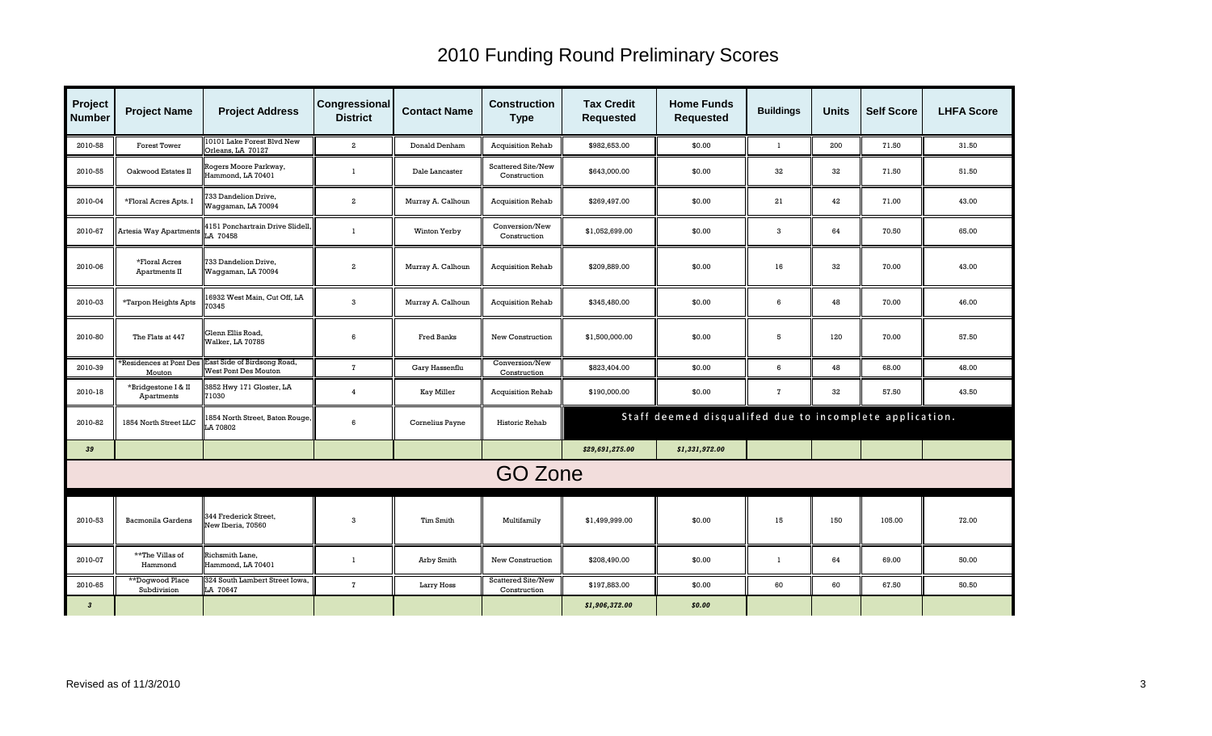# 2010 Funding Round Preliminary Scores

| Project Number | Project Name | Project Address | Congressional District | Contact Name | Construction Type | Tax Credit Requested | Home Funds Requested | Buildings | Units | Self Score | LHFA Score |
|---|---|---|---|---|---|---|---|---|---|---|---|
| 2010-58 | Forest Tower | 10101 Lake Forest Blvd New Orleans, LA 70127 | 2 | Donald Denham | Acquisition Rehab | $982,653.00 | $0.00 | 1 | 200 | 71.50 | 31.50 |
| 2010-55 | Oakwood Estates II | Rogers Moore Parkway, Hammond, LA 70401 | 1 | Dale Lancaster | Scattered Site/New Construction | $643,000.00 | $0.00 | 32 | 32 | 71.50 | 51.50 |
| 2010-04 | *Floral Acres Apts. I | 733 Dandelion Drive, Waggaman, LA 70094 | 2 | Murray A. Calhoun | Acquisition Rehab | $269,497.00 | $0.00 | 21 | 42 | 71.00 | 43.00 |
| 2010-67 | Artesia Way Apartments | 4151 Ponchartrain Drive Slidell, LA 70458 | 1 | Winton Yerby | Conversion/New Construction | $1,052,699.00 | $0.00 | 3 | 64 | 70.50 | 65.00 |
| 2010-06 | *Floral Acres Apartments II | 733 Dandelion Drive, Waggaman, LA 70094 | 2 | Murray A. Calhoun | Acquisition Rehab | $209,889.00 | $0.00 | 16 | 32 | 70.00 | 43.00 |
| 2010-03 | *Tarpon Heights Apts | 16932 West Main, Cut Off, LA 70345 | 3 | Murray A. Calhoun | Acquisition Rehab | $345,480.00 | $0.00 | 6 | 48 | 70.00 | 46.00 |
| 2010-80 | The Flats at 447 | Glenn Ellis Road, Walker, LA 70785 | 6 | Fred Banks | New Construction | $1,500,000.00 | $0.00 | 5 | 120 | 70.00 | 57.50 |
| 2010-39 | *Residences at Pont Des Mouton | East Side of Birdsong Road, West Pont Des Mouton | 7 | Gary Hassenflu | Conversion/New Construction | $823,404.00 | $0.00 | 6 | 48 | 68.00 | 48.00 |
| 2010-18 | *Bridgestone I & II Apartments | 3852 Hwy 171 Gloster, LA 71030 | 4 | Kay Miller | Acquisition Rehab | $190,000.00 | $0.00 | 7 | 32 | 57.50 | 43.50 |
| 2010-82 | 1854 North Street LLC | 1854 North Street, Baton Rouge, LA 70802 | 6 | Cornelius Payne | Historic Rehab | Staff deemed disqualifed due to incomplete application. | | | | | |
| *39* | | | | | | *$29,691,275.00* | *$1,331,972.00* | | | | |

## GO Zone

| Project Number | Project Name | Project Address | Congressional District | Contact Name | Construction Type | Tax Credit Requested | Home Funds Requested | Buildings | Units | Self Score | LHFA Score |
|---|---|---|---|---|---|---|---|---|---|---|---|
| 2010-53 | Bacmonila Gardens | 344 Frederick Street, New Iberia, 70560 | 3 | Tim Smith | Multifamily | $1,499,999.00 | $0.00 | 15 | 150 | 105.00 | 72.00 |
| 2010-07 | **The Villas of Hammond | Richsmith Lane, Hammond, LA 70401 | 1 | Arby Smith | New Construction | $208,490.00 | $0.00 | 1 | 64 | 69.00 | 50.00 |
| 2010-65 | **Dogwood Place Subdivision | 324 South Lambert Street Iowa, LA 70647 | 7 | Larry Hoss | Scattered Site/New Construction | $197,883.00 | $0.00 | 60 | 60 | 67.50 | 50.50 |
| *3* | | | | | | *$1,906,372.00* | *$0.00* | | | | |

Revised as of 11/3/2010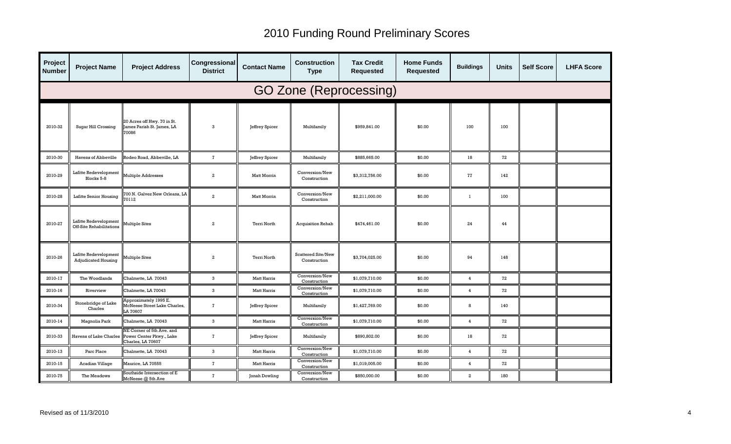# 2010 Funding Round Preliminary Scores

| Project Number | Project Name | Project Address | Congressional District | Contact Name | Construction Type | Tax Credit Requested | Home Funds Requested | Buildings | Units | Self Score | LHFA Score |
|---|---|---|---|---|---|---|---|---|---|---|---|
| **GO Zone (Reprocessing)** | | | | | | | | | | | |
| 2010-32 | Sugar Hill Crossing | 20 Acres off Hwy. 70 in St. James Parish St. James, LA 70086 | 3 | Jeffrey Spicer | Multifamily | $959,841.00 | $0.00 | 100 | 100 | | |
| 2010-30 | Havens of Abbeville | Rodeo Road, Abbeville, LA | 7 | Jeffrey Spicer | Multifamily | $885,665.00 | $0.00 | 18 | 72 | | |
| 2010-29 | Lafitte Redevelopment Blocks 5-8 | Multiple Addresses | 2 | Matt Morrin | Conversion/New Construction | $3,312,756.00 | $0.00 | 77 | 142 | | |
| 2010-28 | Lafitte Senior Housing | 700 N. Galvez New Orleans, LA 70112 | 2 | Matt Morrin | Conversion/New Construction | $2,211,000.00 | $0.00 | 1 | 100 | | |
| 2010-27 | Lafitte Redevelopment Off-Site Rehabilitations | Multiple Sites | 2 | Terri North | Acquisition Rehab | $474,461.00 | $0.00 | 24 | 44 | | |
| 2010-26 | Lafitte Redevelopment Adjudicated Housing | Multiple Sites | 2 | Terri North | Scattered Site/New Construction | $3,704,025.00 | $0.00 | 94 | 148 | | |
| 2010-17 | The Woodlands | Chalmette, LA 70043 | 3 | Matt Harris | Conversion/New Construction | $1,079,710.00 | $0.00 | 4 | 72 | | |
| 2010-16 | Riverview | Chalmette, LA 70043 | 3 | Matt Harris | Conversion/New Construction | $1,079,710.00 | $0.00 | 4 | 72 | | |
| 2010-34 | Stonebridge of Lake Charles | Approximately 1995 E. McNeese Street Lake Charles, LA 70607 | 7 | Jeffrey Spicer | Multifamily | $1,427,769.00 | $0.00 | 8 | 140 | | |
| 2010-14 | Magnolia Park | Chalmette, LA 70043 | 3 | Matt Harris | Conversion/New Construction | $1,079,710.00 | $0.00 | 4 | 72 | | |
| 2010-33 | Havens of Lake Charles | NE Corner of 5th Ave. and Power Center Pkwy., Lake Charles, LA 70607 | 7 | Jeffrey Spicer | Multifamily | $890,802.00 | $0.00 | 18 | 72 | | |
| 2010-13 | Parc Place | Chalmette, LA 70043 | 3 | Matt Harris | Conversion/New Construction | $1,079,710.00 | $0.00 | 4 | 72 | | |
| 2010-15 | Acadian Village | Maurice, LA 70555 | 7 | Matt Harris | Conversion/New Construction | $1,019,005.00 | $0.00 | 4 | 72 | | |
| 2010-75 | The Meadows | Southside Intersection of E McNeese @ 5th Ave | 7 | Jonah Dowling | Conversion/New Construction | $850,000.00 | $0.00 | 2 | 180 | | |

Revised as of 11/3/2010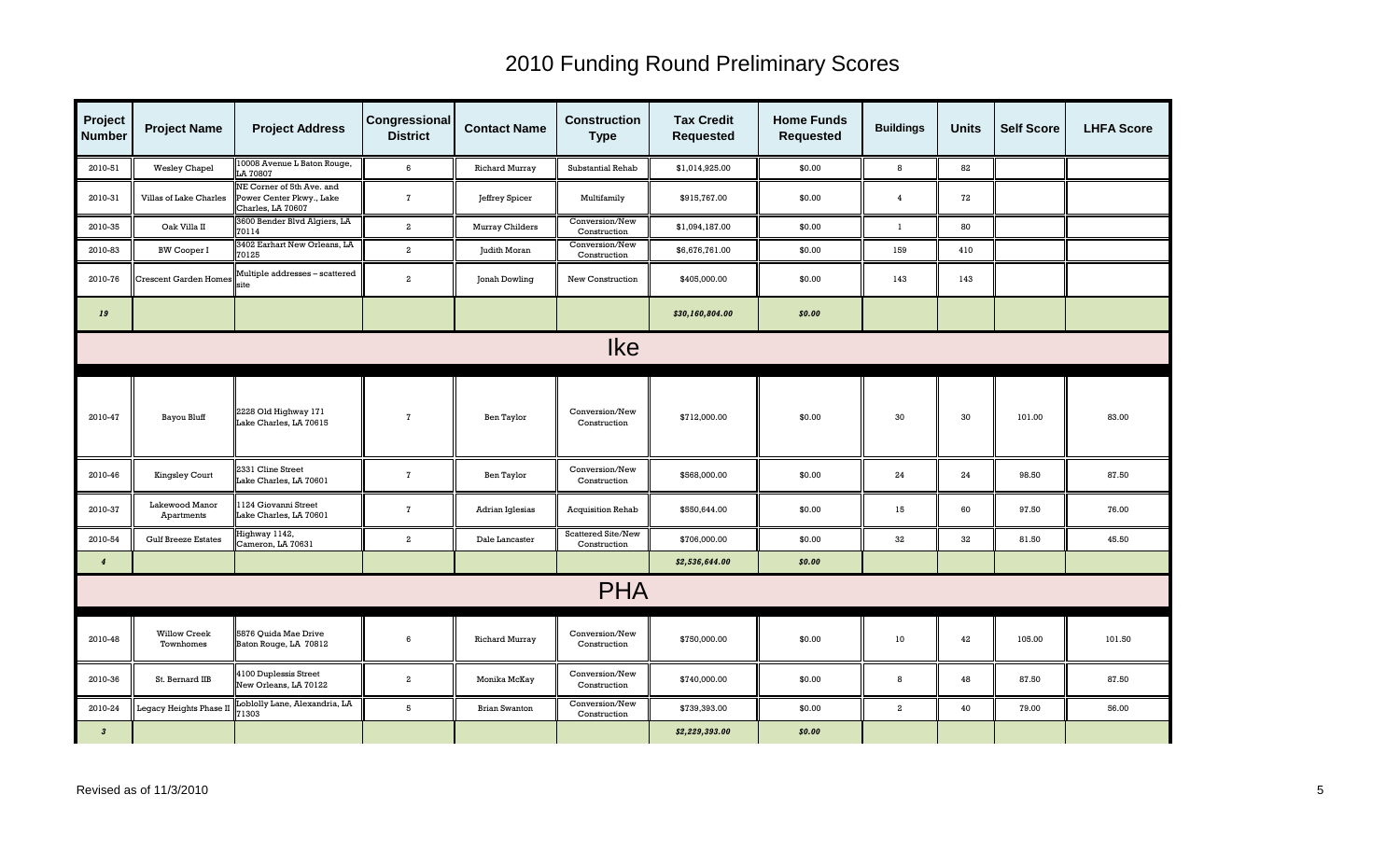# 2010 Funding Round Preliminary Scores

| Project Number | Project Name | Project Address | Congressional District | Contact Name | Construction Type | Tax Credit Requested | Home Funds Requested | Buildings | Units | Self Score | LHFA Score |
|---|---|---|---|---|---|---|---|---|---|---|---|
| 2010-51 | Wesley Chapel | 10008 Avenue L Baton Rouge, LA 70807 | 6 | Richard Murray | Substantial Rehab | $1,014,925.00 | $0.00 | 8 | 82 | | |
| 2010-31 | Villas of Lake Charles | NE Corner of 5th Ave. and Power Center Pkwy., Lake Charles, LA 70607 | 7 | Jeffrey Spicer | Multifamily | $915,767.00 | $0.00 | 4 | 72 | | |
| 2010-35 | Oak Villa II | 3600 Bender Blvd Algiers, LA 70114 | 2 | Murray Childers | Conversion/New Construction | $1,094,187.00 | $0.00 | 1 | 80 | | |
| 2010-83 | BW Cooper I | 3402 Earhart New Orleans, LA 70125 | 2 | Judith Moran | Conversion/New Construction | $6,676,761.00 | $0.00 | 159 | 410 | | |
| 2010-76 | Crescent Garden Homes | Multiple addresses – scattered site | 2 | Jonah Dowling | New Construction | $405,000.00 | $0.00 | 143 | 143 | | |
| *19* | | | | | | *$30,160,804.00* | *$0.00* | | | | |
| **Ike** | | | | | | | | | | | |
| 2010-47 | Bayou Bluff | 2228 Old Highway 171 Lake Charles, LA 70615 | 7 | Ben Taylor | Conversion/New Construction | $712,000.00 | $0.00 | 30 | 30 | 101.00 | 83.00 |
| 2010-46 | Kingsley Court | 2331 Cline Street Lake Charles, LA 70601 | 7 | Ben Taylor | Conversion/New Construction | $568,000.00 | $0.00 | 24 | 24 | 98.50 | 87.50 |
| 2010-37 | Lakewood Manor Apartments | 1124 Giovanni Street Lake Charles, LA 70601 | 7 | Adrian Iglesias | Acquisition Rehab | $550,644.00 | $0.00 | 15 | 60 | 97.50 | 76.00 |
| 2010-54 | Gulf Breeze Estates | Highway 1142, Cameron, LA 70631 | 2 | Dale Lancaster | Scattered Site/New Construction | $706,000.00 | $0.00 | 32 | 32 | 81.50 | 45.50 |
| *4* | | | | | | *$2,536,644.00* | *$0.00* | | | | |
| **PHA** | | | | | | | | | | | |
| 2010-48 | Willow Creek Townhomes | 5876 Quida Mae Drive Baton Rouge, LA 70812 | 6 | Richard Murray | Conversion/New Construction | $750,000.00 | $0.00 | 10 | 42 | 105.00 | 101.50 |
| 2010-36 | St. Bernard IIB | 4100 Duplessis Street New Orleans, LA 70122 | 2 | Monika McKay | Conversion/New Construction | $740,000.00 | $0.00 | 8 | 48 | 87.50 | 87.50 |
| 2010-24 | Legacy Heights Phase II | Loblolly Lane, Alexandria, LA 71303 | 5 | Brian Swanton | Conversion/New Construction | $739,393.00 | $0.00 | 2 | 40 | 79.00 | 56.00 |
| *3* | | | | | | *$2,229,393.00* | *$0.00* | | | | |

Revised as of 11/3/2010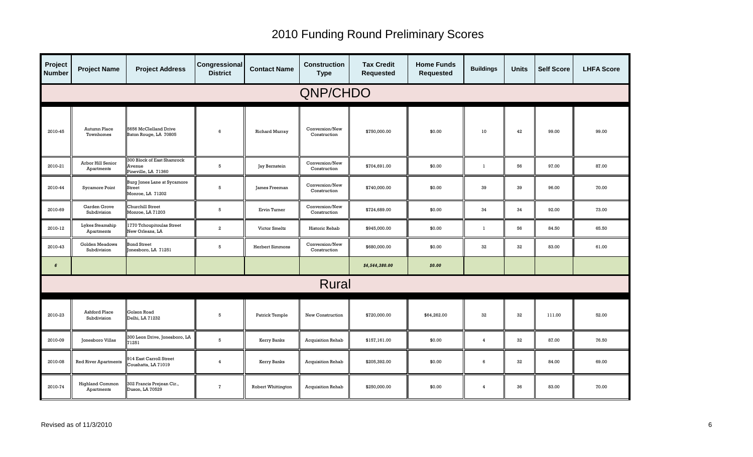# 2010 Funding Round Preliminary Scores

| Project Number | Project Name | Project Address | Congressional District | Contact Name | Construction Type | Tax Credit Requested | Home Funds Requested | Buildings | Units | Self Score | LHFA Score |
|---|---|---|---|---|---|---|---|---|---|---|---|
| **QNP/CHDO** | | | | | | | | | | | |
| 2010-45 | Autumn Place Townhomes | 5656 McClelland Drive Baton Rouge, LA 70805 | 6 | Richard Murray | Conversion/New Construction | $750,000.00 | $0.00 | 10 | 42 | 99.00 | 99.00 |
| 2010-21 | Arbor Hill Senior Apartments | 300 Block of East Shamrock Avenue Pineville, LA 71360 | 5 | Jay Bernstein | Conversion/New Construction | $704,691.00 | $0.00 | 1 | 56 | 97.00 | 87.00 |
| 2010-44 | Sycamore Point | Burg Jones Lane at Sycamore Street Monroe, LA 71202 | 5 | James Freeman | Conversion/New Construction | $740,000.00 | $0.00 | 39 | 39 | 96.00 | 70.00 |
| 2010-69 | Garden Grove Subdivision | Churchill Street Monroe, LA 71203 | 5 | Ervin Turner | Conversion/New Construction | $724,689.00 | $0.00 | 34 | 34 | 92.00 | 73.00 |
| 2010-12 | Lykes Steamship Apartments | 1770 Tchoupitoulas Street New Orleans, LA | 2 | Victor Smeltz | Historic Rehab | $945,000.00 | $0.00 | 1 | 56 | 84.50 | 65.50 |
| 2010-43 | Golden Meadows Subdivision | Bond Street Jonesboro, LA 71251 | 5 | Herbert Simmons | Conversion/New Construction | $680,000.00 | $0.00 | 32 | 32 | 83.00 | 61.00 |
| *6* | | | | | | *$4,544,380.00* | *$0.00* | | | | |
| **Rural** | | | | | | | | | | | |
| 2010-23 | Ashford Place Subdivision | Golson Road Delhi, LA 71232 | 5 | Patrick Temple | New Construction | $720,000.00 | $64,262.00 | 32 | 32 | 111.00 | 52.00 |
| 2010-09 | Jonesboro Villas | 300 Leon Drive, Jonesboro, LA 71251 | 5 | Kerry Banks | Acquisition Rehab | $157,161.00 | $0.00 | 4 | 32 | 87.00 | 76.50 |
| 2010-08 | Red River Apartments | 914 East Carroll Street Coushatta, LA 71019 | 4 | Kerry Banks | Acquisition Rehab | $205,392.00 | $0.00 | 6 | 32 | 84.00 | 69.00 |
| 2010-74 | Highland Common Apartments | 302 Francis Prejean Cir., Duson, LA 70529 | 7 | Robert Whittington | Acquisition Rehab | $250,000.00 | $0.00 | 4 | 36 | 83.00 | 70.00 |

Revised as of 11/3/2010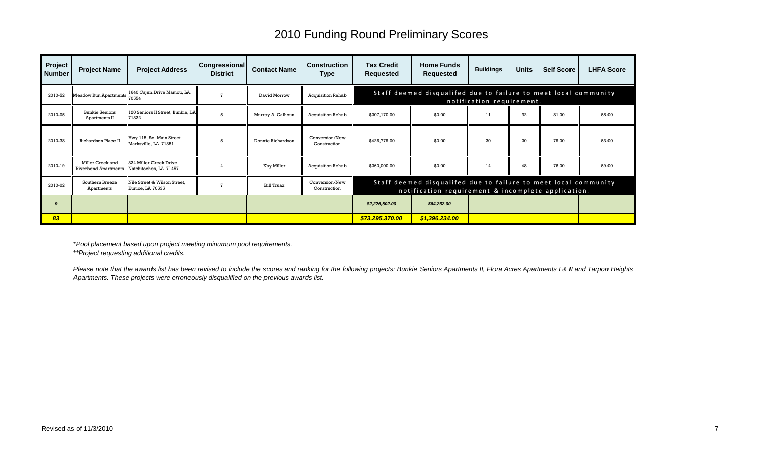# 2010 Funding Round Preliminary Scores

| Project Number | Project Name | Project Address | Congressional District | Contact Name | Construction Type | Tax Credit Requested | Home Funds Requested | Buildings | Units | Self Score | LHFA Score |
|---|---|---|---|---|---|---|---|---|---|---|---|
| 2010-52 | Meadow Run Apartments | 1640 Cajun Drive Mamou, LA 70554 | 7 | David Morrow | Acquisition Rehab | Staff deemed disqualifed due to failure to meet local community notification requirement. | | | | | |
| 2010-05 | Bunkie Seniors Apartments II | 120 Seniors II Street, Bunkie, LA 71322 | 5 | Murray A. Calhoun | Acquisition Rehab | $207,170.00 | $0.00 | 11 | 32 | 81.00 | 58.00 |
| 2010-38 | Richardson Place II | Hwy 115, So. Main Street Marksville, LA 71351 | 5 | Donnie Richardson | Conversion/New Construction | $426,779.00 | $0.00 | 20 | 20 | 79.00 | 53.00 |
| 2010-19 | Miller Creek and Riverbend Apartments | 324 Miller Creek Drive Natchitoches, LA 71457 | 4 | Kay Miller | Acquisition Rehab | $260,000.00 | $0.00 | 14 | 48 | 76.00 | 59.00 |
| 2010-02 | Southern Breeze Apartments | Nile Street & Wilson Street, Eunice, LA 70535 | 7 | Bill Truax | Conversion/New Construction | Staff deemed disqualifed due to failure to meet local community notification requirement & incomplete application. | | | | | |
| *9* | | | | | | *$2,226,502.00* | *$64,262.00* | | | | |
| ***83*** | | | | | | ***$73,295,370.00*** | ***$1,396,234.00*** | | | | |

*\*Pool placement based upon project meeting minumum pool requirements.*

*\*\*Project requesting additional credits.*

*Please note that the awards list has been revised to include the scores and ranking for the following projects: Bunkie Seniors Apartments II, Flora Acres Apartments I & II and Tarpon Heights Apartments. These projects were erroneously disqualified on the previous awards list.*

Revised as of 11/3/2010